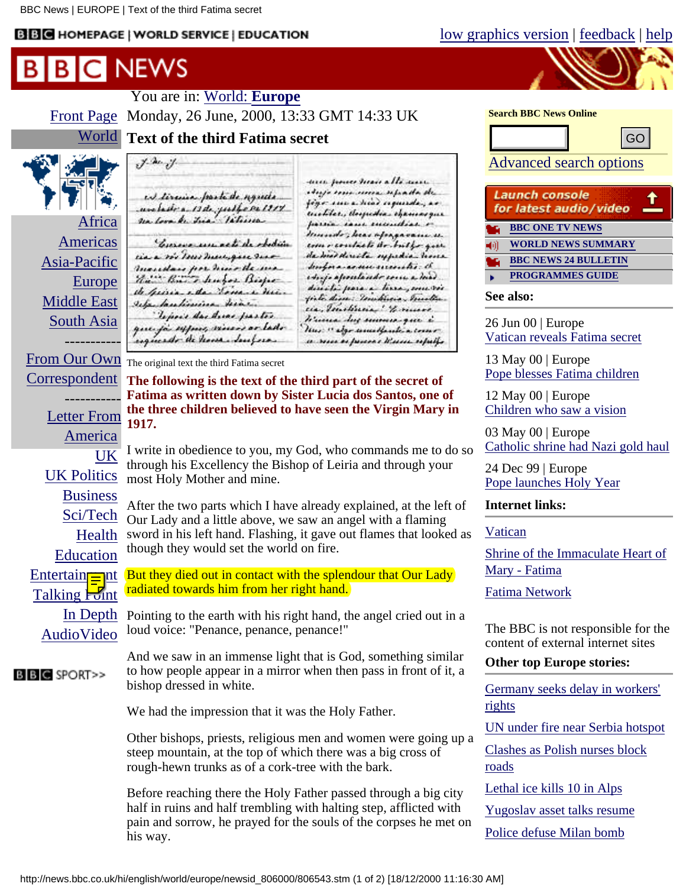You are in: World: **Europe**

Front Page
World
Africa
Americas
Asia-Pacific
Europe
Middle East
South Asia
-----------
From Our Own Correspondent
-----------
Letter From America
UK
UK Politics
Business
Sci/Tech
Health
Education
Entertainment
Talking Point
In Depth
AudioVideo

Monday, 26 June, 2000, 13:33 GMT 14:33 UK

# Text of the third Fatima secret

The original text the third Fatima secret

**The following is the text of the third part of the secret of Fatima as written down by Sister Lucia dos Santos, one of the three children believed to have seen the Virgin Mary in 1917.**

I write in obedience to you, my God, who commands me to do so through his Excellency the Bishop of Leiria and through your most Holy Mother and mine.

After the two parts which I have already explained, at the left of Our Lady and a little above, we saw an angel with a flaming sword in his left hand. Flashing, it gave out flames that looked as though they would set the world on fire.

But they died out in contact with the splendour that Our Lady radiated towards him from her right hand.

Pointing to the earth with his right hand, the angel cried out in a loud voice: "Penance, penance, penance!"

And we saw in an immense light that is God, something similar to how people appear in a mirror when then pass in front of it, a bishop dressed in white.

We had the impression that it was the Holy Father.

Other bishops, priests, religious men and women were going up a steep mountain, at the top of which there was a big cross of rough-hewn trunks as of a cork-tree with the bark.

Before reaching there the Holy Father passed through a big city half in ruins and half trembling with halting step, afflicted with pain and sorrow, he prayed for the souls of the corpses he met on his way.

Search BBC News Online

Advanced search options

BBC ONE TV NEWS
WORLD NEWS SUMMARY
BBC NEWS 24 BULLETIN
PROGRAMMES GUIDE

**See also:**

26 Jun 00 | Europe
Vatican reveals Fatima secret

13 May 00 | Europe
Pope blesses Fatima children

12 May 00 | Europe
Children who saw a vision

03 May 00 | Europe
Catholic shrine had Nazi gold haul

24 Dec 99 | Europe
Pope launches Holy Year

**Internet links:**

Vatican

Shrine of the Immaculate Heart of Mary - Fatima

Fatima Network

The BBC is not responsible for the content of external internet sites

**Other top Europe stories:**

Germany seeks delay in workers' rights

UN under fire near Serbia hotspot

Clashes as Polish nurses block roads

Lethal ice kills 10 in Alps

Yugoslav asset talks resume

Police defuse Milan bomb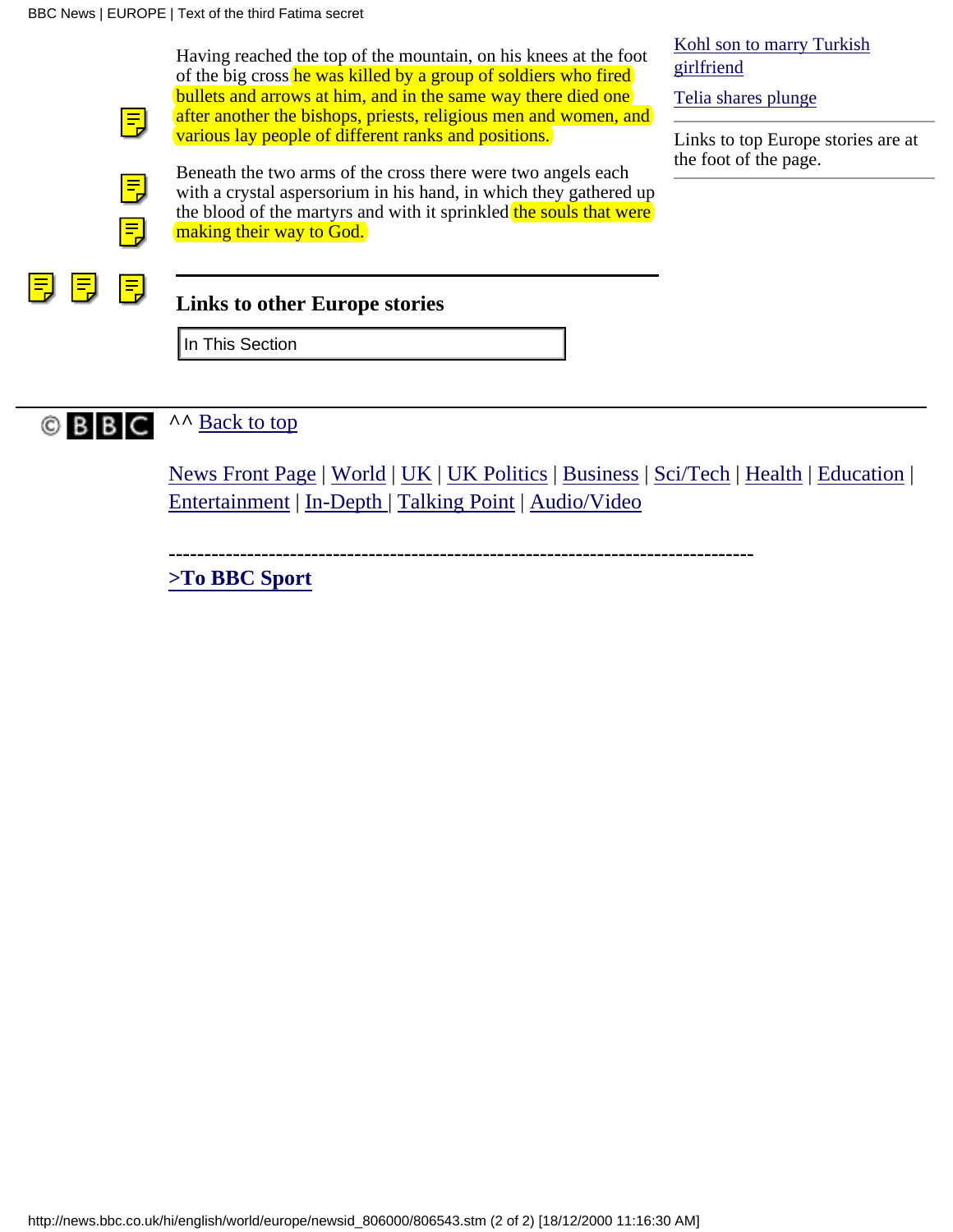Having reached the top of the mountain, on his knees at the foot of the big cross he was killed by a group of soldiers who fired bullets and arrows at him, and in the same way there died one after another the bishops, priests, religious men and women, and various lay people of different ranks and positions.

Beneath the two arms of the cross there were two angels each with a crystal aspersorium in his hand, in which they gathered up the blood of the martyrs and with it sprinkled the souls that were making their way to God.

Kohl son to marry Turkish girlfriend

Telia shares plunge

Links to top Europe stories are at the foot of the page.

---

### Links to other Europe stories

In This Section

---

© BBC ^^ Back to top

News Front Page | World | UK | UK Politics | Business | Sci/Tech | Health | Education | Entertainment | In-Depth | Talking Point | Audio/Video

--------------------------------------------------------------------------------

**>To BBC Sport**